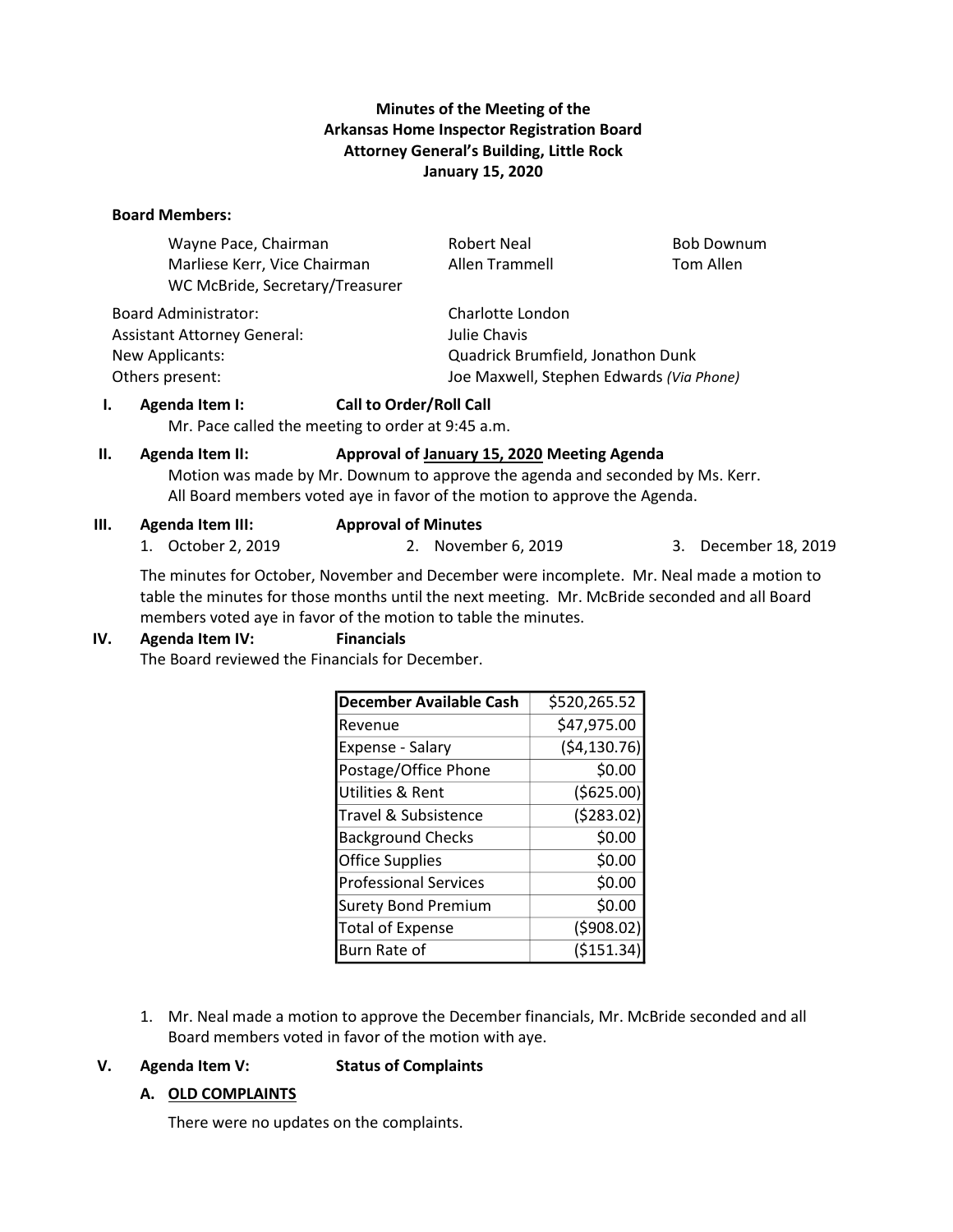# Minutes of the Meeting of the
# Arkansas Home Inspector Registration Board
## Attorney General's Building, Little Rock
## January 15, 2020

**Board Members:**

| | | |
|---|---|---|
| Wayne Pace, Chairman | Robert Neal | Bob Downum |
| Marliese Kerr, Vice Chairman | Allen Trammell | Tom Allen |
| WC McBride, Secretary/Treasurer | | |

| | |
|---|---|
| Board Administrator: | Charlotte London |
| Assistant Attorney General: | Julie Chavis |
| New Applicants: | Quadrick Brumfield, Jonathon Dunk |
| Others present: | Joe Maxwell, Stephen Edwards *(Via Phone)* |

**I. Agenda Item I: Call to Order/Roll Call**

Mr. Pace called the meeting to order at 9:45 a.m.

**II. Agenda Item II: Approval of January 15, 2020 Meeting Agenda**

Motion was made by Mr. Downum to approve the agenda and seconded by Ms. Kerr. All Board members voted aye in favor of the motion to approve the Agenda.

**III. Agenda Item III: Approval of Minutes**

1. October 2, 2019
2. November 6, 2019
3. December 18, 2019

The minutes for October, November and December were incomplete. Mr. Neal made a motion to table the minutes for those months until the next meeting. Mr. McBride seconded and all Board members voted aye in favor of the motion to table the minutes.

**IV. Agenda Item IV: Financials**

The Board reviewed the Financials for December.

| December Available Cash | $520,265.52 |
|---|---:|
| Revenue | $47,975.00 |
| Expense - Salary | ($4,130.76) |
| Postage/Office Phone | $0.00 |
| Utilities & Rent | ($625.00) |
| Travel & Subsistence | ($283.02) |
| Background Checks | $0.00 |
| Office Supplies | $0.00 |
| Professional Services | $0.00 |
| Surety Bond Premium | $0.00 |
| Total of Expense | ($908.02) |
| Burn Rate of | ($151.34) |

1. Mr. Neal made a motion to approve the December financials, Mr. McBride seconded and all Board members voted in favor of the motion with aye.

**V. Agenda Item V: Status of Complaints**

**A. OLD COMPLAINTS**

There were no updates on the complaints.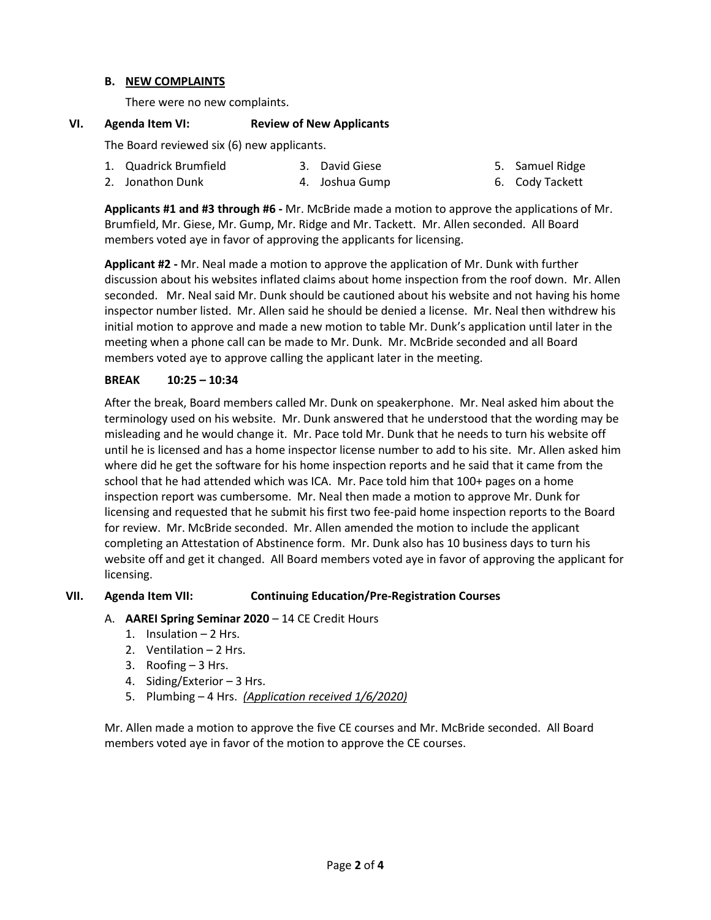### B. NEW COMPLAINTS

There were no new complaints.

## VI. Agenda Item VI: Review of New Applicants

The Board reviewed six (6) new applicants.

1. Quadrick Brumfield
2. Jonathon Dunk
3. David Giese
4. Joshua Gump
5. Samuel Ridge
6. Cody Tackett

**Applicants #1 and #3 through #6 -** Mr. McBride made a motion to approve the applications of Mr. Brumfield, Mr. Giese, Mr. Gump, Mr. Ridge and Mr. Tackett. Mr. Allen seconded. All Board members voted aye in favor of approving the applicants for licensing.

**Applicant #2 -** Mr. Neal made a motion to approve the application of Mr. Dunk with further discussion about his websites inflated claims about home inspection from the roof down. Mr. Allen seconded. Mr. Neal said Mr. Dunk should be cautioned about his website and not having his home inspector number listed. Mr. Allen said he should be denied a license. Mr. Neal then withdrew his initial motion to approve and made a new motion to table Mr. Dunk's application until later in the meeting when a phone call can be made to Mr. Dunk. Mr. McBride seconded and all Board members voted aye to approve calling the applicant later in the meeting.

**BREAK 10:25 – 10:34**

After the break, Board members called Mr. Dunk on speakerphone. Mr. Neal asked him about the terminology used on his website. Mr. Dunk answered that he understood that the wording may be misleading and he would change it. Mr. Pace told Mr. Dunk that he needs to turn his website off until he is licensed and has a home inspector license number to add to his site. Mr. Allen asked him where did he get the software for his home inspection reports and he said that it came from the school that he had attended which was ICA. Mr. Pace told him that 100+ pages on a home inspection report was cumbersome. Mr. Neal then made a motion to approve Mr. Dunk for licensing and requested that he submit his first two fee-paid home inspection reports to the Board for review. Mr. McBride seconded. Mr. Allen amended the motion to include the applicant completing an Attestation of Abstinence form. Mr. Dunk also has 10 business days to turn his website off and get it changed. All Board members voted aye in favor of approving the applicant for licensing.

## VII. Agenda Item VII: Continuing Education/Pre-Registration Courses

A. **AAREI Spring Seminar 2020** – 14 CE Credit Hours
   1. Insulation – 2 Hrs.
   2. Ventilation – 2 Hrs.
   3. Roofing – 3 Hrs.
   4. Siding/Exterior – 3 Hrs.
   5. Plumbing – 4 Hrs. *(Application received 1/6/2020)*

Mr. Allen made a motion to approve the five CE courses and Mr. McBride seconded. All Board members voted aye in favor of the motion to approve the CE courses.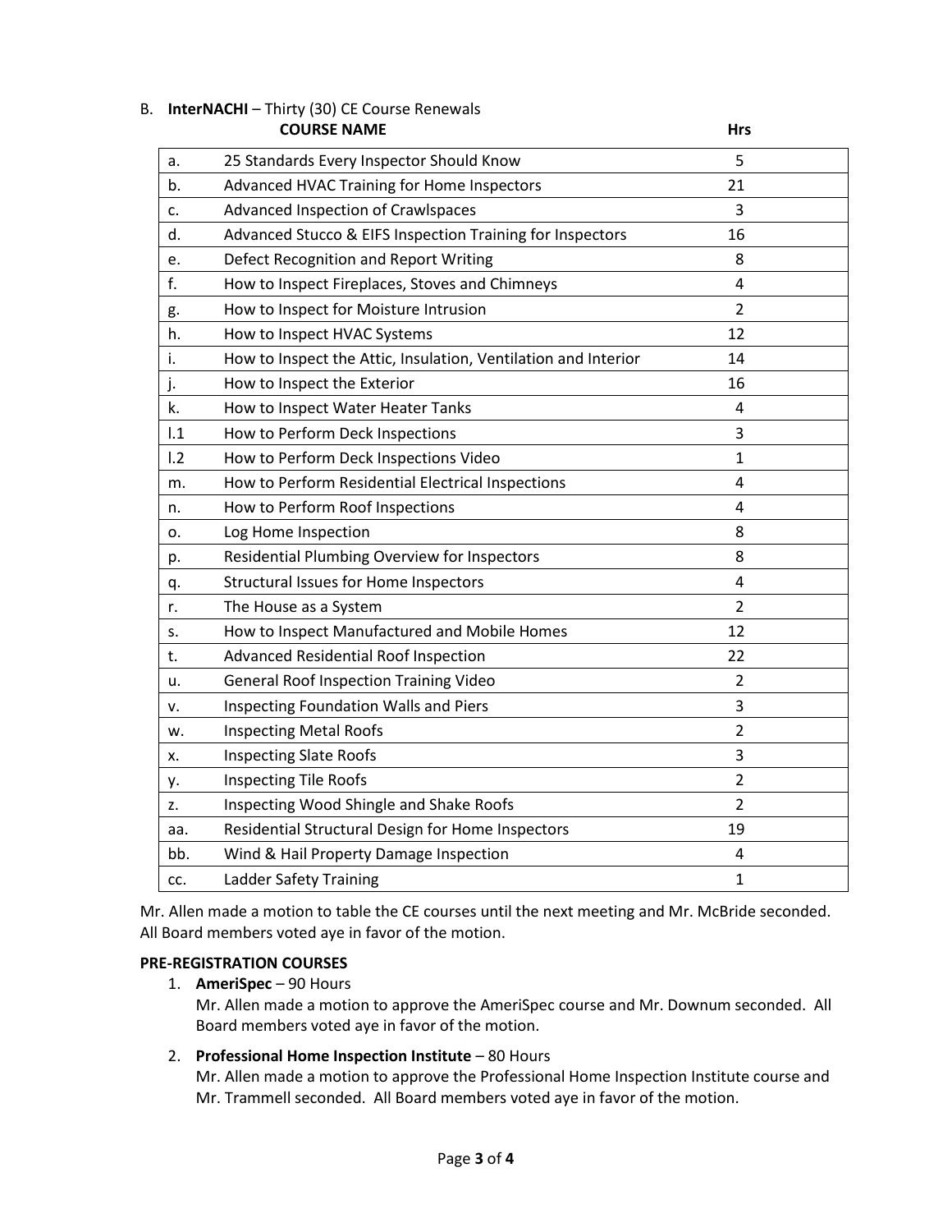B. **InterNACHI** – Thirty (30) CE Course Renewals

| | COURSE NAME | Hrs |
|---|---|---|
| a. | 25 Standards Every Inspector Should Know | 5 |
| b. | Advanced HVAC Training for Home Inspectors | 21 |
| c. | Advanced Inspection of Crawlspaces | 3 |
| d. | Advanced Stucco & EIFS Inspection Training for Inspectors | 16 |
| e. | Defect Recognition and Report Writing | 8 |
| f. | How to Inspect Fireplaces, Stoves and Chimneys | 4 |
| g. | How to Inspect for Moisture Intrusion | 2 |
| h. | How to Inspect HVAC Systems | 12 |
| i. | How to Inspect the Attic, Insulation, Ventilation and Interior | 14 |
| j. | How to Inspect the Exterior | 16 |
| k. | How to Inspect Water Heater Tanks | 4 |
| l.1 | How to Perform Deck Inspections | 3 |
| l.2 | How to Perform Deck Inspections Video | 1 |
| m. | How to Perform Residential Electrical Inspections | 4 |
| n. | How to Perform Roof Inspections | 4 |
| o. | Log Home Inspection | 8 |
| p. | Residential Plumbing Overview for Inspectors | 8 |
| q. | Structural Issues for Home Inspectors | 4 |
| r. | The House as a System | 2 |
| s. | How to Inspect Manufactured and Mobile Homes | 12 |
| t. | Advanced Residential Roof Inspection | 22 |
| u. | General Roof Inspection Training Video | 2 |
| v. | Inspecting Foundation Walls and Piers | 3 |
| w. | Inspecting Metal Roofs | 2 |
| x. | Inspecting Slate Roofs | 3 |
| y. | Inspecting Tile Roofs | 2 |
| z. | Inspecting Wood Shingle and Shake Roofs | 2 |
| aa. | Residential Structural Design for Home Inspectors | 19 |
| bb. | Wind & Hail Property Damage Inspection | 4 |
| cc. | Ladder Safety Training | 1 |

Mr. Allen made a motion to table the CE courses until the next meeting and Mr. McBride seconded. All Board members voted aye in favor of the motion.

**PRE-REGISTRATION COURSES**

1. **AmeriSpec** – 90 Hours
   Mr. Allen made a motion to approve the AmeriSpec course and Mr. Downum seconded. All Board members voted aye in favor of the motion.

2. **Professional Home Inspection Institute** – 80 Hours
   Mr. Allen made a motion to approve the Professional Home Inspection Institute course and Mr. Trammell seconded. All Board members voted aye in favor of the motion.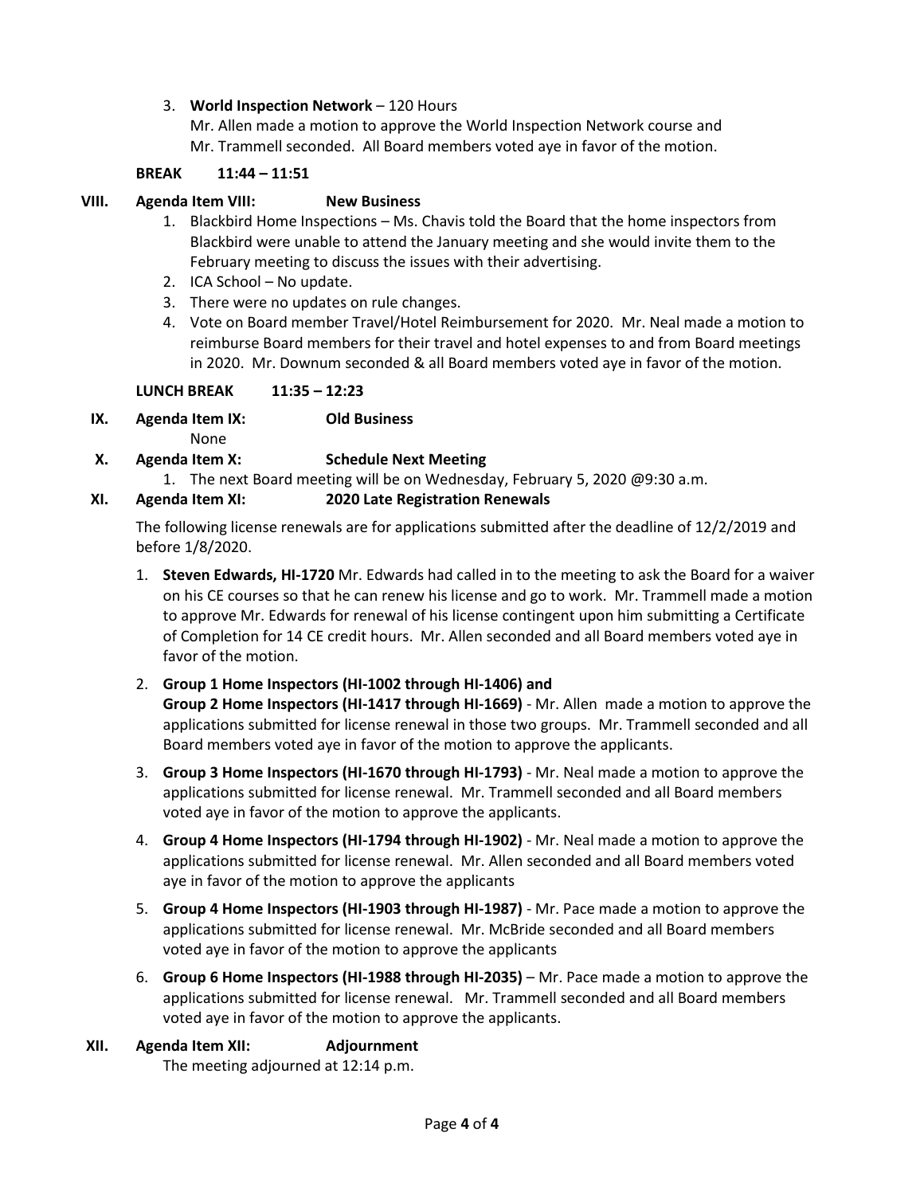3. **World Inspection Network** – 120 Hours
   Mr. Allen made a motion to approve the World Inspection Network course and Mr. Trammell seconded. All Board members voted aye in favor of the motion.

**BREAK 11:44 – 11:51**

## VIII. Agenda Item VIII: New Business

1. Blackbird Home Inspections – Ms. Chavis told the Board that the home inspectors from Blackbird were unable to attend the January meeting and she would invite them to the February meeting to discuss the issues with their advertising.
2. ICA School – No update.
3. There were no updates on rule changes.
4. Vote on Board member Travel/Hotel Reimbursement for 2020. Mr. Neal made a motion to reimburse Board members for their travel and hotel expenses to and from Board meetings in 2020. Mr. Downum seconded & all Board members voted aye in favor of the motion.

**LUNCH BREAK 11:35 – 12:23**

## IX. Agenda Item IX: Old Business

None

## X. Agenda Item X: Schedule Next Meeting

1. The next Board meeting will be on Wednesday, February 5, 2020 @9:30 a.m.

## XI. Agenda Item XI: 2020 Late Registration Renewals

The following license renewals are for applications submitted after the deadline of 12/2/2019 and before 1/8/2020.

1. **Steven Edwards, HI-1720** Mr. Edwards had called in to the meeting to ask the Board for a waiver on his CE courses so that he can renew his license and go to work. Mr. Trammell made a motion to approve Mr. Edwards for renewal of his license contingent upon him submitting a Certificate of Completion for 14 CE credit hours. Mr. Allen seconded and all Board members voted aye in favor of the motion.
2. **Group 1 Home Inspectors (HI-1002 through HI-1406) and Group 2 Home Inspectors (HI-1417 through HI-1669)** - Mr. Allen made a motion to approve the applications submitted for license renewal in those two groups. Mr. Trammell seconded and all Board members voted aye in favor of the motion to approve the applicants.
3. **Group 3 Home Inspectors (HI-1670 through HI-1793)** - Mr. Neal made a motion to approve the applications submitted for license renewal. Mr. Trammell seconded and all Board members voted aye in favor of the motion to approve the applicants.
4. **Group 4 Home Inspectors (HI-1794 through HI-1902)** - Mr. Neal made a motion to approve the applications submitted for license renewal. Mr. Allen seconded and all Board members voted aye in favor of the motion to approve the applicants
5. **Group 4 Home Inspectors (HI-1903 through HI-1987)** - Mr. Pace made a motion to approve the applications submitted for license renewal. Mr. McBride seconded and all Board members voted aye in favor of the motion to approve the applicants
6. **Group 6 Home Inspectors (HI-1988 through HI-2035)** – Mr. Pace made a motion to approve the applications submitted for license renewal. Mr. Trammell seconded and all Board members voted aye in favor of the motion to approve the applicants.

## XII. Agenda Item XII: Adjournment

The meeting adjourned at 12:14 p.m.